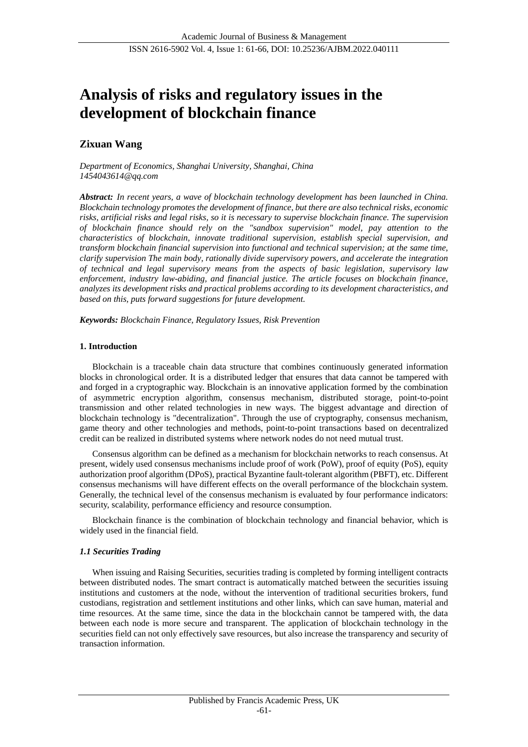# Analysis of risks and regulatory issues in the development of blockchain finance

**Zixuan Wang**

*Department of Economics, Shanghai University, Shanghai, China*
*1454043614@qq.com*

***Abstract:*** *In recent years, a wave of blockchain technology development has been launched in China. Blockchain technology promotes the development of finance, but there are also technical risks, economic risks, artificial risks and legal risks, so it is necessary to supervise blockchain finance. The supervision of blockchain finance should rely on the "sandbox supervision" model, pay attention to the characteristics of blockchain, innovate traditional supervision, establish special supervision, and transform blockchain financial supervision into functional and technical supervision; at the same time, clarify supervision The main body, rationally divide supervisory powers, and accelerate the integration of technical and legal supervisory means from the aspects of basic legislation, supervisory law enforcement, industry law-abiding, and financial justice. The article focuses on blockchain finance, analyzes its development risks and practical problems according to its development characteristics, and based on this, puts forward suggestions for future development.*

***Keywords:*** *Blockchain Finance, Regulatory Issues, Risk Prevention*

## 1. Introduction

Blockchain is a traceable chain data structure that combines continuously generated information blocks in chronological order. It is a distributed ledger that ensures that data cannot be tampered with and forged in a cryptographic way. Blockchain is an innovative application formed by the combination of asymmetric encryption algorithm, consensus mechanism, distributed storage, point-to-point transmission and other related technologies in new ways. The biggest advantage and direction of blockchain technology is "decentralization". Through the use of cryptography, consensus mechanism, game theory and other technologies and methods, point-to-point transactions based on decentralized credit can be realized in distributed systems where network nodes do not need mutual trust.

Consensus algorithm can be defined as a mechanism for blockchain networks to reach consensus. At present, widely used consensus mechanisms include proof of work (PoW), proof of equity (PoS), equity authorization proof algorithm (DPoS), practical Byzantine fault-tolerant algorithm (PBFT), etc. Different consensus mechanisms will have different effects on the overall performance of the blockchain system. Generally, the technical level of the consensus mechanism is evaluated by four performance indicators: security, scalability, performance efficiency and resource consumption.

Blockchain finance is the combination of blockchain technology and financial behavior, which is widely used in the financial field.

### *1.1 Securities Trading*

When issuing and Raising Securities, securities trading is completed by forming intelligent contracts between distributed nodes. The smart contract is automatically matched between the securities issuing institutions and customers at the node, without the intervention of traditional securities brokers, fund custodians, registration and settlement institutions and other links, which can save human, material and time resources. At the same time, since the data in the blockchain cannot be tampered with, the data between each node is more secure and transparent. The application of blockchain technology in the securities field can not only effectively save resources, but also increase the transparency and security of transaction information.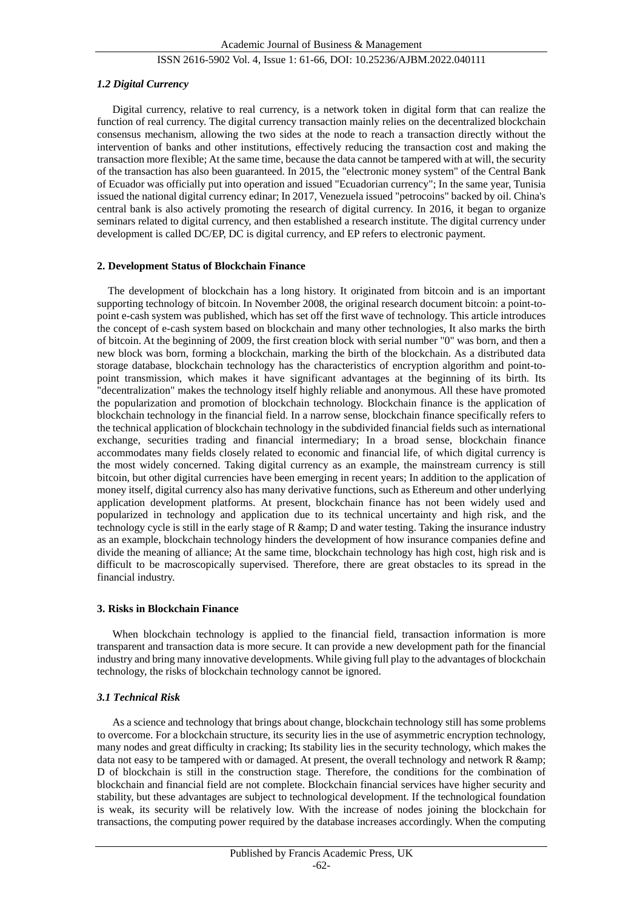### *1.2 Digital Currency*

Digital currency, relative to real currency, is a network token in digital form that can realize the function of real currency. The digital currency transaction mainly relies on the decentralized blockchain consensus mechanism, allowing the two sides at the node to reach a transaction directly without the intervention of banks and other institutions, effectively reducing the transaction cost and making the transaction more flexible; At the same time, because the data cannot be tampered with at will, the security of the transaction has also been guaranteed. In 2015, the "electronic money system" of the Central Bank of Ecuador was officially put into operation and issued "Ecuadorian currency"; In the same year, Tunisia issued the national digital currency edinar; In 2017, Venezuela issued "petrocoins" backed by oil. China's central bank is also actively promoting the research of digital currency. In 2016, it began to organize seminars related to digital currency, and then established a research institute. The digital currency under development is called DC/EP, DC is digital currency, and EP refers to electronic payment.

## **2. Development Status of Blockchain Finance**

The development of blockchain has a long history. It originated from bitcoin and is an important supporting technology of bitcoin. In November 2008, the original research document bitcoin: a point-to-point e-cash system was published, which has set off the first wave of technology. This article introduces the concept of e-cash system based on blockchain and many other technologies, It also marks the birth of bitcoin. At the beginning of 2009, the first creation block with serial number "0" was born, and then a new block was born, forming a blockchain, marking the birth of the blockchain. As a distributed data storage database, blockchain technology has the characteristics of encryption algorithm and point-to-point transmission, which makes it have significant advantages at the beginning of its birth. Its "decentralization" makes the technology itself highly reliable and anonymous. All these have promoted the popularization and promotion of blockchain technology. Blockchain finance is the application of blockchain technology in the financial field. In a narrow sense, blockchain finance specifically refers to the technical application of blockchain technology in the subdivided financial fields such as international exchange, securities trading and financial intermediary; In a broad sense, blockchain finance accommodates many fields closely related to economic and financial life, of which digital currency is the most widely concerned. Taking digital currency as an example, the mainstream currency is still bitcoin, but other digital currencies have been emerging in recent years; In addition to the application of money itself, digital currency also has many derivative functions, such as Ethereum and other underlying application development platforms. At present, blockchain finance has not been widely used and popularized in technology and application due to its technical uncertainty and high risk, and the technology cycle is still in the early stage of R &amp; D and water testing. Taking the insurance industry as an example, blockchain technology hinders the development of how insurance companies define and divide the meaning of alliance; At the same time, blockchain technology has high cost, high risk and is difficult to be macroscopically supervised. Therefore, there are great obstacles to its spread in the financial industry.

## **3. Risks in Blockchain Finance**

When blockchain technology is applied to the financial field, transaction information is more transparent and transaction data is more secure. It can provide a new development path for the financial industry and bring many innovative developments. While giving full play to the advantages of blockchain technology, the risks of blockchain technology cannot be ignored.

### *3.1 Technical Risk*

As a science and technology that brings about change, blockchain technology still has some problems to overcome. For a blockchain structure, its security lies in the use of asymmetric encryption technology, many nodes and great difficulty in cracking; Its stability lies in the security technology, which makes the data not easy to be tampered with or damaged. At present, the overall technology and network R &amp; D of blockchain is still in the construction stage. Therefore, the conditions for the combination of blockchain and financial field are not complete. Blockchain financial services have higher security and stability, but these advantages are subject to technological development. If the technological foundation is weak, its security will be relatively low. With the increase of nodes joining the blockchain for transactions, the computing power required by the database increases accordingly. When the computing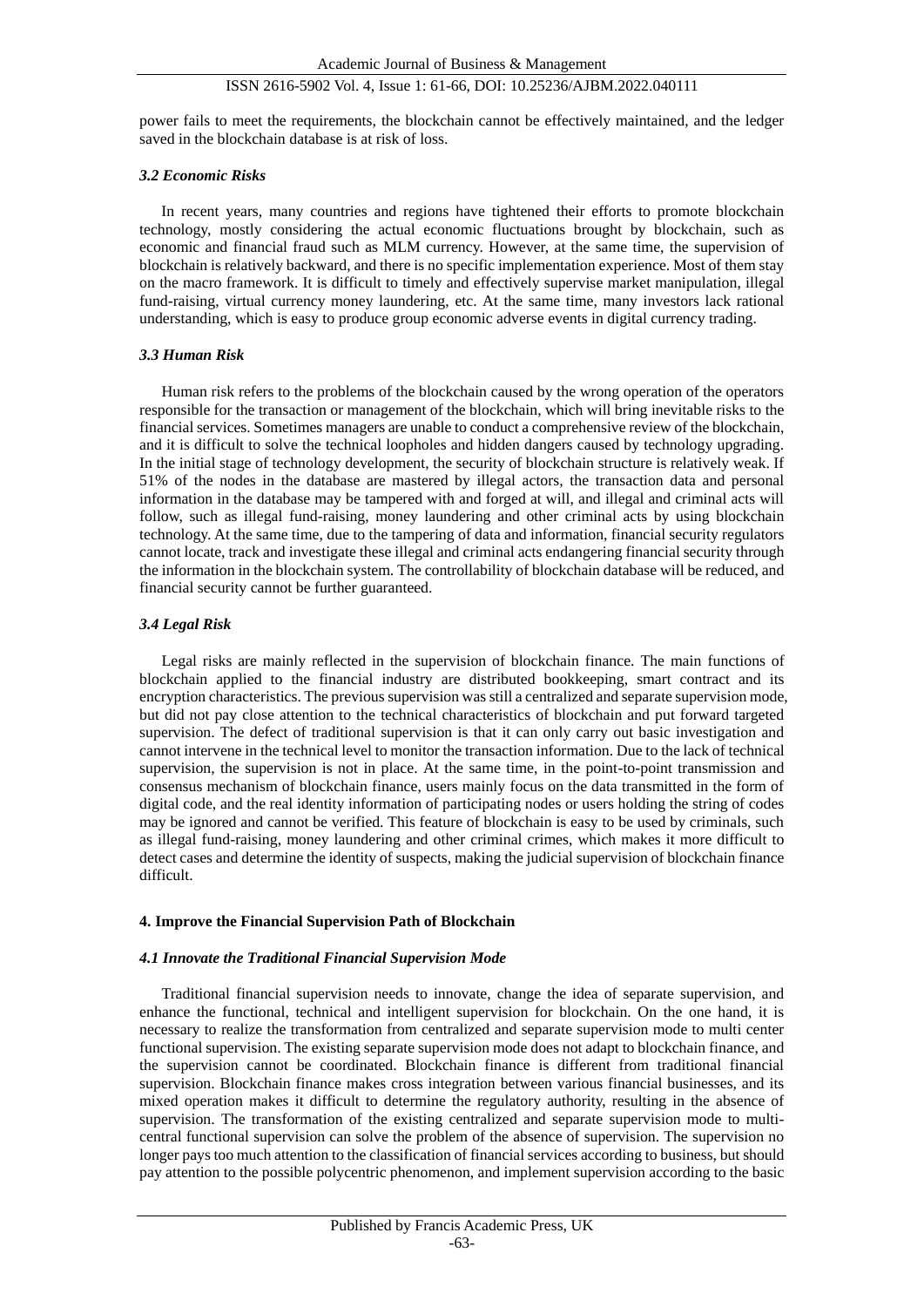power fails to meet the requirements, the blockchain cannot be effectively maintained, and the ledger saved in the blockchain database is at risk of loss.

### *3.2 Economic Risks*

In recent years, many countries and regions have tightened their efforts to promote blockchain technology, mostly considering the actual economic fluctuations brought by blockchain, such as economic and financial fraud such as MLM currency. However, at the same time, the supervision of blockchain is relatively backward, and there is no specific implementation experience. Most of them stay on the macro framework. It is difficult to timely and effectively supervise market manipulation, illegal fund-raising, virtual currency money laundering, etc. At the same time, many investors lack rational understanding, which is easy to produce group economic adverse events in digital currency trading.

### *3.3 Human Risk*

Human risk refers to the problems of the blockchain caused by the wrong operation of the operators responsible for the transaction or management of the blockchain, which will bring inevitable risks to the financial services. Sometimes managers are unable to conduct a comprehensive review of the blockchain, and it is difficult to solve the technical loopholes and hidden dangers caused by technology upgrading. In the initial stage of technology development, the security of blockchain structure is relatively weak. If 51% of the nodes in the database are mastered by illegal actors, the transaction data and personal information in the database may be tampered with and forged at will, and illegal and criminal acts will follow, such as illegal fund-raising, money laundering and other criminal acts by using blockchain technology. At the same time, due to the tampering of data and information, financial security regulators cannot locate, track and investigate these illegal and criminal acts endangering financial security through the information in the blockchain system. The controllability of blockchain database will be reduced, and financial security cannot be further guaranteed.

### *3.4 Legal Risk*

Legal risks are mainly reflected in the supervision of blockchain finance. The main functions of blockchain applied to the financial industry are distributed bookkeeping, smart contract and its encryption characteristics. The previous supervision was still a centralized and separate supervision mode, but did not pay close attention to the technical characteristics of blockchain and put forward targeted supervision. The defect of traditional supervision is that it can only carry out basic investigation and cannot intervene in the technical level to monitor the transaction information. Due to the lack of technical supervision, the supervision is not in place. At the same time, in the point-to-point transmission and consensus mechanism of blockchain finance, users mainly focus on the data transmitted in the form of digital code, and the real identity information of participating nodes or users holding the string of codes may be ignored and cannot be verified. This feature of blockchain is easy to be used by criminals, such as illegal fund-raising, money laundering and other criminal crimes, which makes it more difficult to detect cases and determine the identity of suspects, making the judicial supervision of blockchain finance difficult.

## **4. Improve the Financial Supervision Path of Blockchain**

### *4.1 Innovate the Traditional Financial Supervision Mode*

Traditional financial supervision needs to innovate, change the idea of separate supervision, and enhance the functional, technical and intelligent supervision for blockchain. On the one hand, it is necessary to realize the transformation from centralized and separate supervision mode to multi center functional supervision. The existing separate supervision mode does not adapt to blockchain finance, and the supervision cannot be coordinated. Blockchain finance is different from traditional financial supervision. Blockchain finance makes cross integration between various financial businesses, and its mixed operation makes it difficult to determine the regulatory authority, resulting in the absence of supervision. The transformation of the existing centralized and separate supervision mode to multi-central functional supervision can solve the problem of the absence of supervision. The supervision no longer pays too much attention to the classification of financial services according to business, but should pay attention to the possible polycentric phenomenon, and implement supervision according to the basic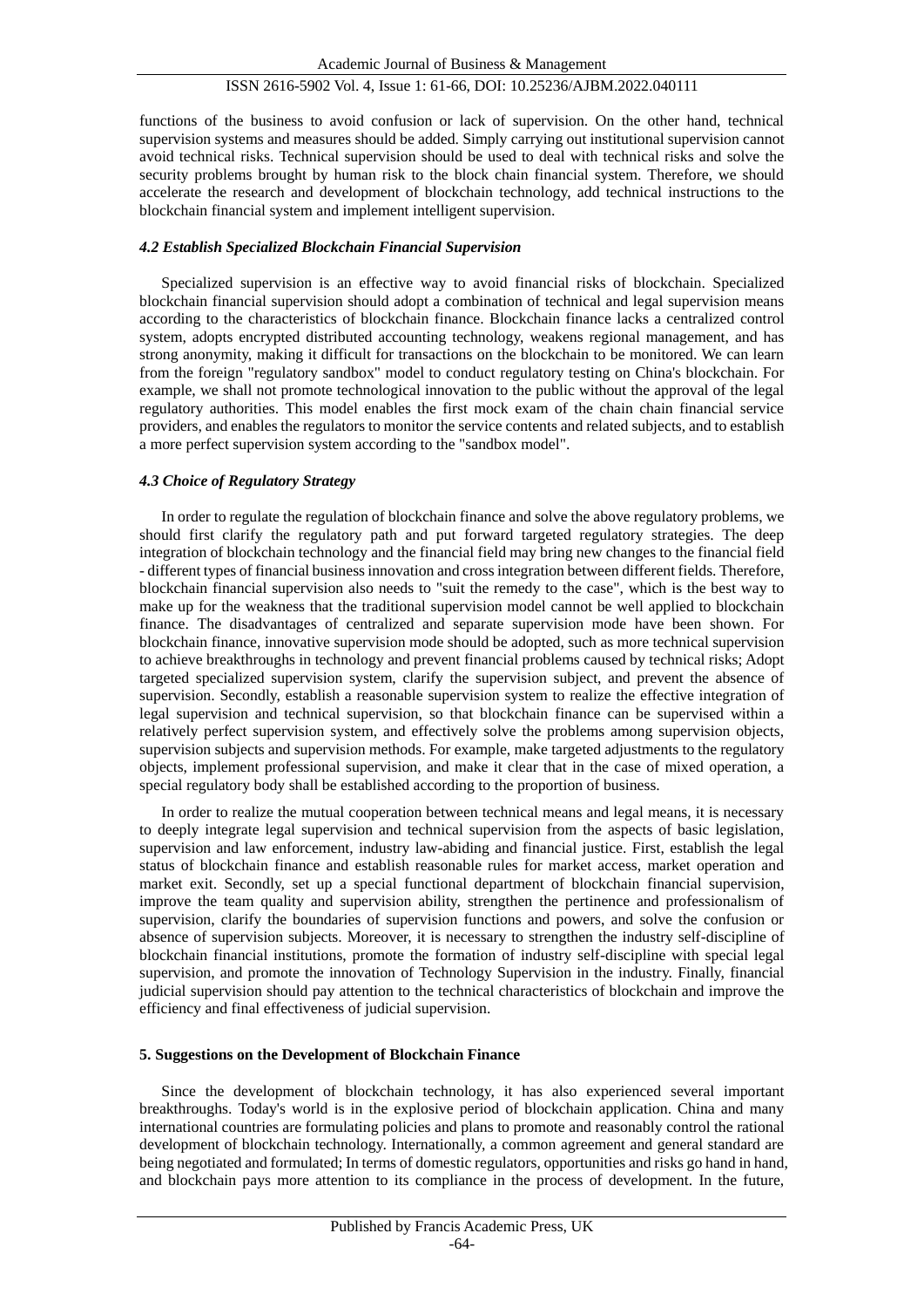functions of the business to avoid confusion or lack of supervision. On the other hand, technical supervision systems and measures should be added. Simply carrying out institutional supervision cannot avoid technical risks. Technical supervision should be used to deal with technical risks and solve the security problems brought by human risk to the block chain financial system. Therefore, we should accelerate the research and development of blockchain technology, add technical instructions to the blockchain financial system and implement intelligent supervision.

### *4.2 Establish Specialized Blockchain Financial Supervision*

Specialized supervision is an effective way to avoid financial risks of blockchain. Specialized blockchain financial supervision should adopt a combination of technical and legal supervision means according to the characteristics of blockchain finance. Blockchain finance lacks a centralized control system, adopts encrypted distributed accounting technology, weakens regional management, and has strong anonymity, making it difficult for transactions on the blockchain to be monitored. We can learn from the foreign "regulatory sandbox" model to conduct regulatory testing on China's blockchain. For example, we shall not promote technological innovation to the public without the approval of the legal regulatory authorities. This model enables the first mock exam of the chain chain financial service providers, and enables the regulators to monitor the service contents and related subjects, and to establish a more perfect supervision system according to the "sandbox model".

### *4.3 Choice of Regulatory Strategy*

In order to regulate the regulation of blockchain finance and solve the above regulatory problems, we should first clarify the regulatory path and put forward targeted regulatory strategies. The deep integration of blockchain technology and the financial field may bring new changes to the financial field - different types of financial business innovation and cross integration between different fields. Therefore, blockchain financial supervision also needs to "suit the remedy to the case", which is the best way to make up for the weakness that the traditional supervision model cannot be well applied to blockchain finance. The disadvantages of centralized and separate supervision mode have been shown. For blockchain finance, innovative supervision mode should be adopted, such as more technical supervision to achieve breakthroughs in technology and prevent financial problems caused by technical risks; Adopt targeted specialized supervision system, clarify the supervision subject, and prevent the absence of supervision. Secondly, establish a reasonable supervision system to realize the effective integration of legal supervision and technical supervision, so that blockchain finance can be supervised within a relatively perfect supervision system, and effectively solve the problems among supervision objects, supervision subjects and supervision methods. For example, make targeted adjustments to the regulatory objects, implement professional supervision, and make it clear that in the case of mixed operation, a special regulatory body shall be established according to the proportion of business.

In order to realize the mutual cooperation between technical means and legal means, it is necessary to deeply integrate legal supervision and technical supervision from the aspects of basic legislation, supervision and law enforcement, industry law-abiding and financial justice. First, establish the legal status of blockchain finance and establish reasonable rules for market access, market operation and market exit. Secondly, set up a special functional department of blockchain financial supervision, improve the team quality and supervision ability, strengthen the pertinence and professionalism of supervision, clarify the boundaries of supervision functions and powers, and solve the confusion or absence of supervision subjects. Moreover, it is necessary to strengthen the industry self-discipline of blockchain financial institutions, promote the formation of industry self-discipline with special legal supervision, and promote the innovation of Technology Supervision in the industry. Finally, financial judicial supervision should pay attention to the technical characteristics of blockchain and improve the efficiency and final effectiveness of judicial supervision.

## 5. Suggestions on the Development of Blockchain Finance

Since the development of blockchain technology, it has also experienced several important breakthroughs. Today's world is in the explosive period of blockchain application. China and many international countries are formulating policies and plans to promote and reasonably control the rational development of blockchain technology. Internationally, a common agreement and general standard are being negotiated and formulated; In terms of domestic regulators, opportunities and risks go hand in hand, and blockchain pays more attention to its compliance in the process of development. In the future,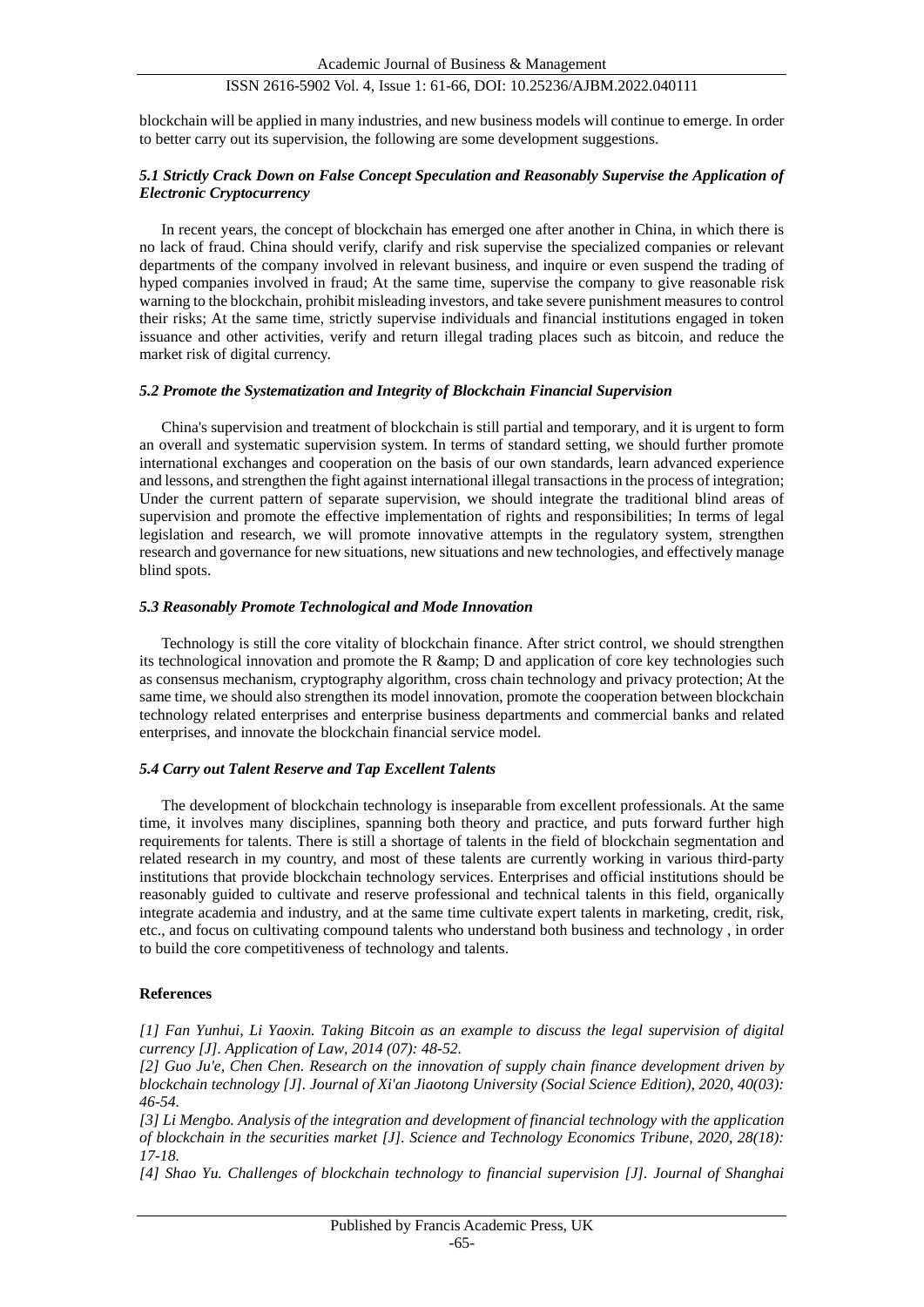blockchain will be applied in many industries, and new business models will continue to emerge. In order to better carry out its supervision, the following are some development suggestions.

### *5.1 Strictly Crack Down on False Concept Speculation and Reasonably Supervise the Application of Electronic Cryptocurrency*

In recent years, the concept of blockchain has emerged one after another in China, in which there is no lack of fraud. China should verify, clarify and risk supervise the specialized companies or relevant departments of the company involved in relevant business, and inquire or even suspend the trading of hyped companies involved in fraud; At the same time, supervise the company to give reasonable risk warning to the blockchain, prohibit misleading investors, and take severe punishment measures to control their risks; At the same time, strictly supervise individuals and financial institutions engaged in token issuance and other activities, verify and return illegal trading places such as bitcoin, and reduce the market risk of digital currency.

### *5.2 Promote the Systematization and Integrity of Blockchain Financial Supervision*

China's supervision and treatment of blockchain is still partial and temporary, and it is urgent to form an overall and systematic supervision system. In terms of standard setting, we should further promote international exchanges and cooperation on the basis of our own standards, learn advanced experience and lessons, and strengthen the fight against international illegal transactions in the process of integration; Under the current pattern of separate supervision, we should integrate the traditional blind areas of supervision and promote the effective implementation of rights and responsibilities; In terms of legal legislation and research, we will promote innovative attempts in the regulatory system, strengthen research and governance for new situations, new situations and new technologies, and effectively manage blind spots.

### *5.3 Reasonably Promote Technological and Mode Innovation*

Technology is still the core vitality of blockchain finance. After strict control, we should strengthen its technological innovation and promote the R &amp; D and application of core key technologies such as consensus mechanism, cryptography algorithm, cross chain technology and privacy protection; At the same time, we should also strengthen its model innovation, promote the cooperation between blockchain technology related enterprises and enterprise business departments and commercial banks and related enterprises, and innovate the blockchain financial service model.

### *5.4 Carry out Talent Reserve and Tap Excellent Talents*

The development of blockchain technology is inseparable from excellent professionals. At the same time, it involves many disciplines, spanning both theory and practice, and puts forward further high requirements for talents. There is still a shortage of talents in the field of blockchain segmentation and related research in my country, and most of these talents are currently working in various third-party institutions that provide blockchain technology services. Enterprises and official institutions should be reasonably guided to cultivate and reserve professional and technical talents in this field, organically integrate academia and industry, and at the same time cultivate expert talents in marketing, credit, risk, etc., and focus on cultivating compound talents who understand both business and technology , in order to build the core competitiveness of technology and talents.

## References

*[1] Fan Yunhui, Li Yaoxin. Taking Bitcoin as an example to discuss the legal supervision of digital currency [J]. Application of Law, 2014 (07): 48-52.*

*[2] Guo Ju'e, Chen Chen. Research on the innovation of supply chain finance development driven by blockchain technology [J]. Journal of Xi'an Jiaotong University (Social Science Edition), 2020, 40(03): 46-54.*

*[3] Li Mengbo. Analysis of the integration and development of financial technology with the application of blockchain in the securities market [J]. Science and Technology Economics Tribune, 2020, 28(18): 17-18.*

*[4] Shao Yu. Challenges of blockchain technology to financial supervision [J]. Journal of Shanghai*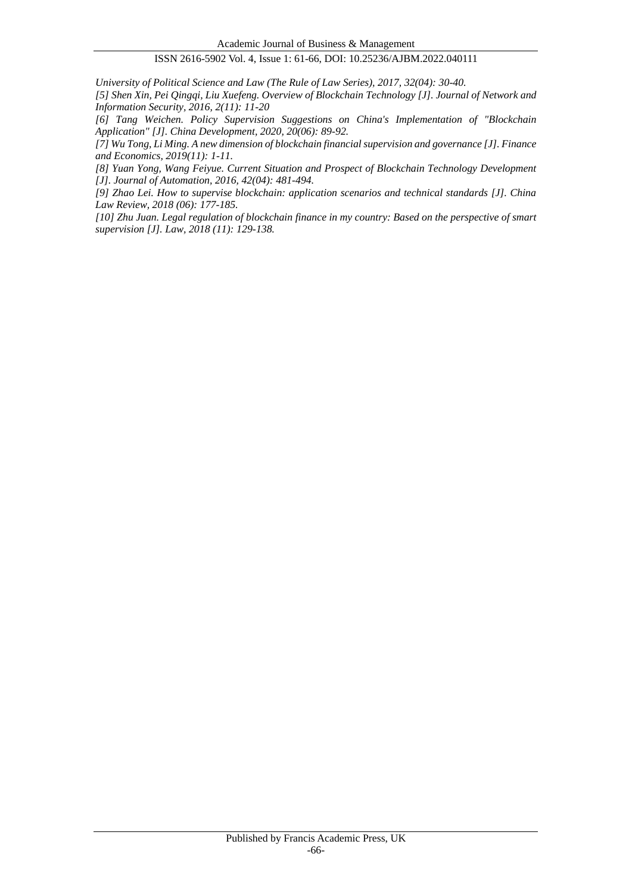*University of Political Science and Law (The Rule of Law Series), 2017, 32(04): 30-40.*

*[5] Shen Xin, Pei Qingqi, Liu Xuefeng. Overview of Blockchain Technology [J]. Journal of Network and Information Security, 2016, 2(11): 11-20*

*[6] Tang Weichen. Policy Supervision Suggestions on China's Implementation of "Blockchain Application" [J]. China Development, 2020, 20(06): 89-92.*

*[7] Wu Tong, Li Ming. A new dimension of blockchain financial supervision and governance [J]. Finance and Economics, 2019(11): 1-11.*

*[8] Yuan Yong, Wang Feiyue. Current Situation and Prospect of Blockchain Technology Development [J]. Journal of Automation, 2016, 42(04): 481-494.*

*[9] Zhao Lei. How to supervise blockchain: application scenarios and technical standards [J]. China Law Review, 2018 (06): 177-185.*

*[10] Zhu Juan. Legal regulation of blockchain finance in my country: Based on the perspective of smart supervision [J]. Law, 2018 (11): 129-138.*